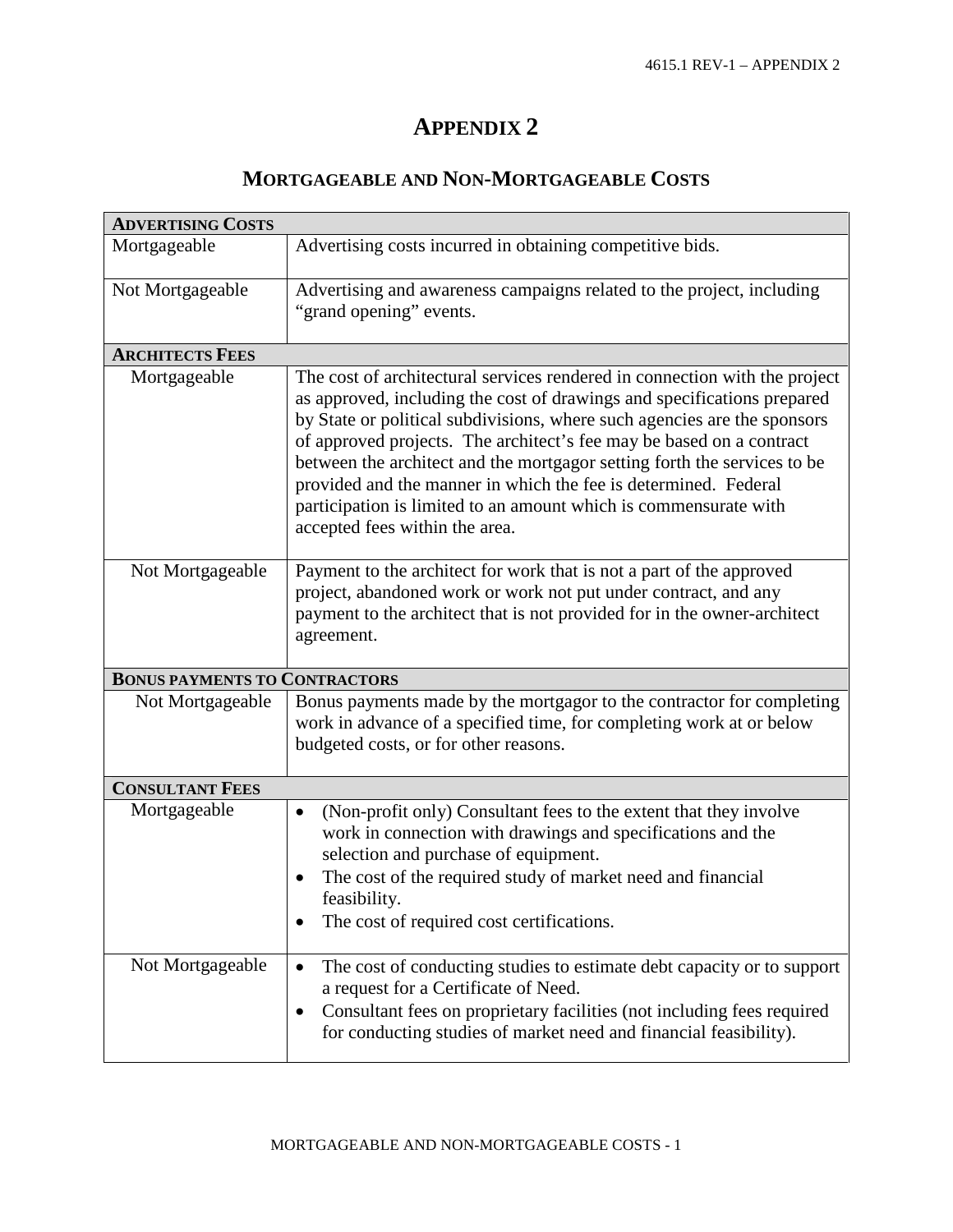# Appendix 2

## Mortgageable and Non-Mortgageable Costs

| **Advertising Costs** | |
|---|---|
| Mortgageable | Advertising costs incurred in obtaining competitive bids. |
| Not Mortgageable | Advertising and awareness campaigns related to the project, including "grand opening" events. |
| **Architects Fees** | |
| Mortgageable | The cost of architectural services rendered in connection with the project as approved, including the cost of drawings and specifications prepared by State or political subdivisions, where such agencies are the sponsors of approved projects. The architect's fee may be based on a contract between the architect and the mortgagor setting forth the services to be provided and the manner in which the fee is determined. Federal participation is limited to an amount which is commensurate with accepted fees within the area. |
| Not Mortgageable | Payment to the architect for work that is not a part of the approved project, abandoned work or work not put under contract, and any payment to the architect that is not provided for in the owner-architect agreement. |
| **Bonus Payments to Contractors** | |
| Not Mortgageable | Bonus payments made by the mortgagor to the contractor for completing work in advance of a specified time, for completing work at or below budgeted costs, or for other reasons. |
| **Consultant Fees** | |
| Mortgageable | • (Non-profit only) Consultant fees to the extent that they involve work in connection with drawings and specifications and the selection and purchase of equipment.<br>• The cost of the required study of market need and financial feasibility.<br>• The cost of required cost certifications. |
| Not Mortgageable | • The cost of conducting studies to estimate debt capacity or to support a request for a Certificate of Need.<br>• Consultant fees on proprietary facilities (not including fees required for conducting studies of market need and financial feasibility). |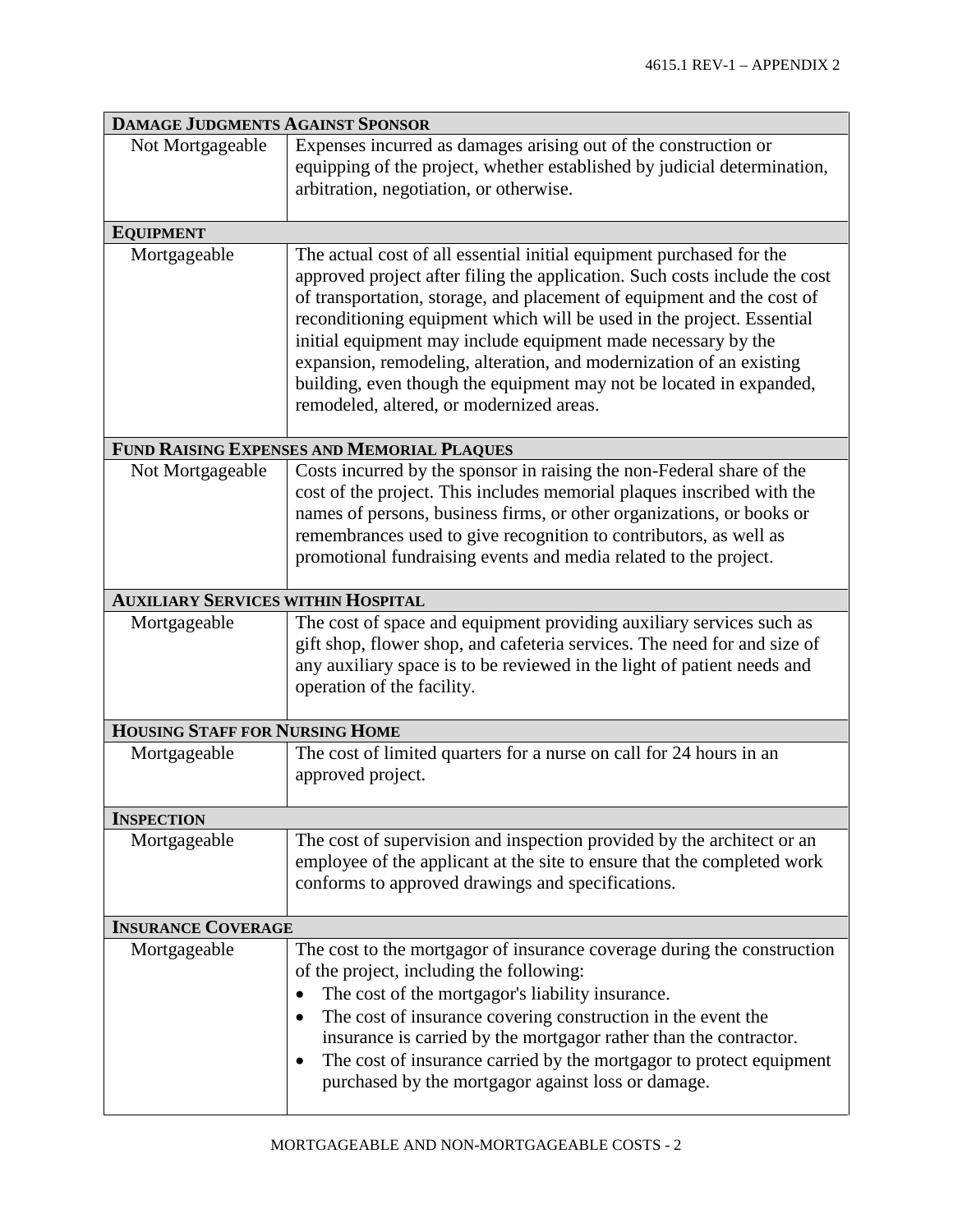| **DAMAGE JUDGMENTS AGAINST SPONSOR** | |
|---|---|
| Not Mortgageable | Expenses incurred as damages arising out of the construction or equipping of the project, whether established by judicial determination, arbitration, negotiation, or otherwise. |
| **EQUIPMENT** | |
| Mortgageable | The actual cost of all essential initial equipment purchased for the approved project after filing the application. Such costs include the cost of transportation, storage, and placement of equipment and the cost of reconditioning equipment which will be used in the project. Essential initial equipment may include equipment made necessary by the expansion, remodeling, alteration, and modernization of an existing building, even though the equipment may not be located in expanded, remodeled, altered, or modernized areas. |
| **FUND RAISING EXPENSES AND MEMORIAL PLAQUES** | |
| Not Mortgageable | Costs incurred by the sponsor in raising the non-Federal share of the cost of the project. This includes memorial plaques inscribed with the names of persons, business firms, or other organizations, or books or remembrances used to give recognition to contributors, as well as promotional fundraising events and media related to the project. |
| **AUXILIARY SERVICES WITHIN HOSPITAL** | |
| Mortgageable | The cost of space and equipment providing auxiliary services such as gift shop, flower shop, and cafeteria services. The need for and size of any auxiliary space is to be reviewed in the light of patient needs and operation of the facility. |
| **HOUSING STAFF FOR NURSING HOME** | |
| Mortgageable | The cost of limited quarters for a nurse on call for 24 hours in an approved project. |
| **INSPECTION** | |
| Mortgageable | The cost of supervision and inspection provided by the architect or an employee of the applicant at the site to ensure that the completed work conforms to approved drawings and specifications. |
| **INSURANCE COVERAGE** | |
| Mortgageable | The cost to the mortgagor of insurance coverage during the construction of the project, including the following:<br>• The cost of the mortgagor's liability insurance.<br>• The cost of insurance covering construction in the event the insurance is carried by the mortgagor rather than the contractor.<br>• The cost of insurance carried by the mortgagor to protect equipment purchased by the mortgagor against loss or damage. |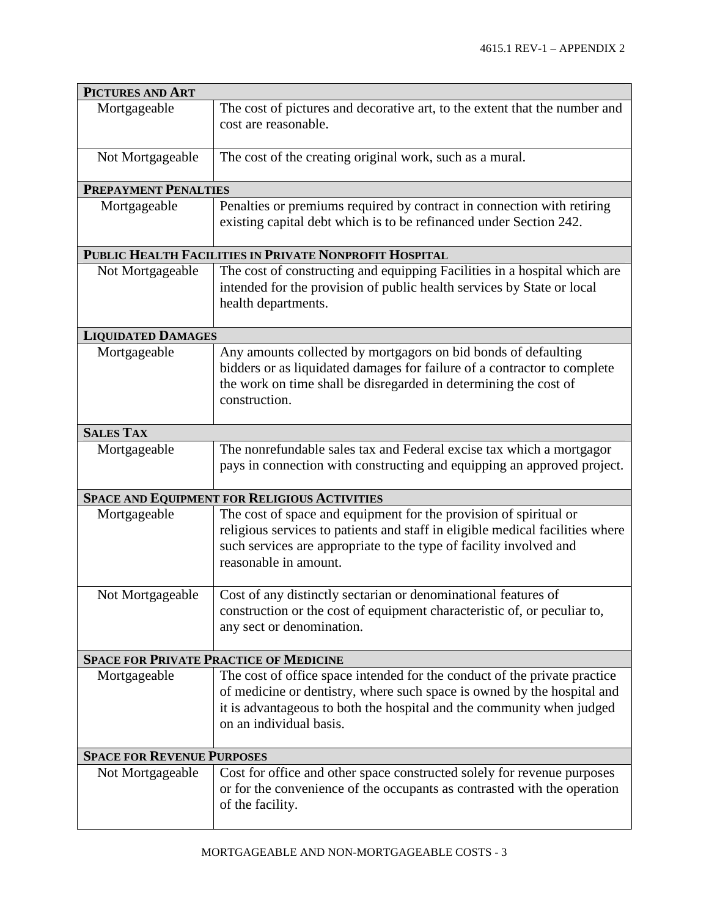| **PICTURES AND ART** | |
|---|---|
| Mortgageable | The cost of pictures and decorative art, to the extent that the number and cost are reasonable. |
| Not Mortgageable | The cost of the creating original work, such as a mural. |
| **PREPAYMENT PENALTIES** | |
| Mortgageable | Penalties or premiums required by contract in connection with retiring existing capital debt which is to be refinanced under Section 242. |
| **PUBLIC HEALTH FACILITIES IN PRIVATE NONPROFIT HOSPITAL** | |
| Not Mortgageable | The cost of constructing and equipping Facilities in a hospital which are intended for the provision of public health services by State or local health departments. |
| **LIQUIDATED DAMAGES** | |
| Mortgageable | Any amounts collected by mortgagors on bid bonds of defaulting bidders or as liquidated damages for failure of a contractor to complete the work on time shall be disregarded in determining the cost of construction. |
| **SALES TAX** | |
| Mortgageable | The nonrefundable sales tax and Federal excise tax which a mortgagor pays in connection with constructing and equipping an approved project. |
| **SPACE AND EQUIPMENT FOR RELIGIOUS ACTIVITIES** | |
| Mortgageable | The cost of space and equipment for the provision of spiritual or religious services to patients and staff in eligible medical facilities where such services are appropriate to the type of facility involved and reasonable in amount. |
| Not Mortgageable | Cost of any distinctly sectarian or denominational features of construction or the cost of equipment characteristic of, or peculiar to, any sect or denomination. |
| **SPACE FOR PRIVATE PRACTICE OF MEDICINE** | |
| Mortgageable | The cost of office space intended for the conduct of the private practice of medicine or dentistry, where such space is owned by the hospital and it is advantageous to both the hospital and the community when judged on an individual basis. |
| **SPACE FOR REVENUE PURPOSES** | |
| Not Mortgageable | Cost for office and other space constructed solely for revenue purposes or for the convenience of the occupants as contrasted with the operation of the facility. |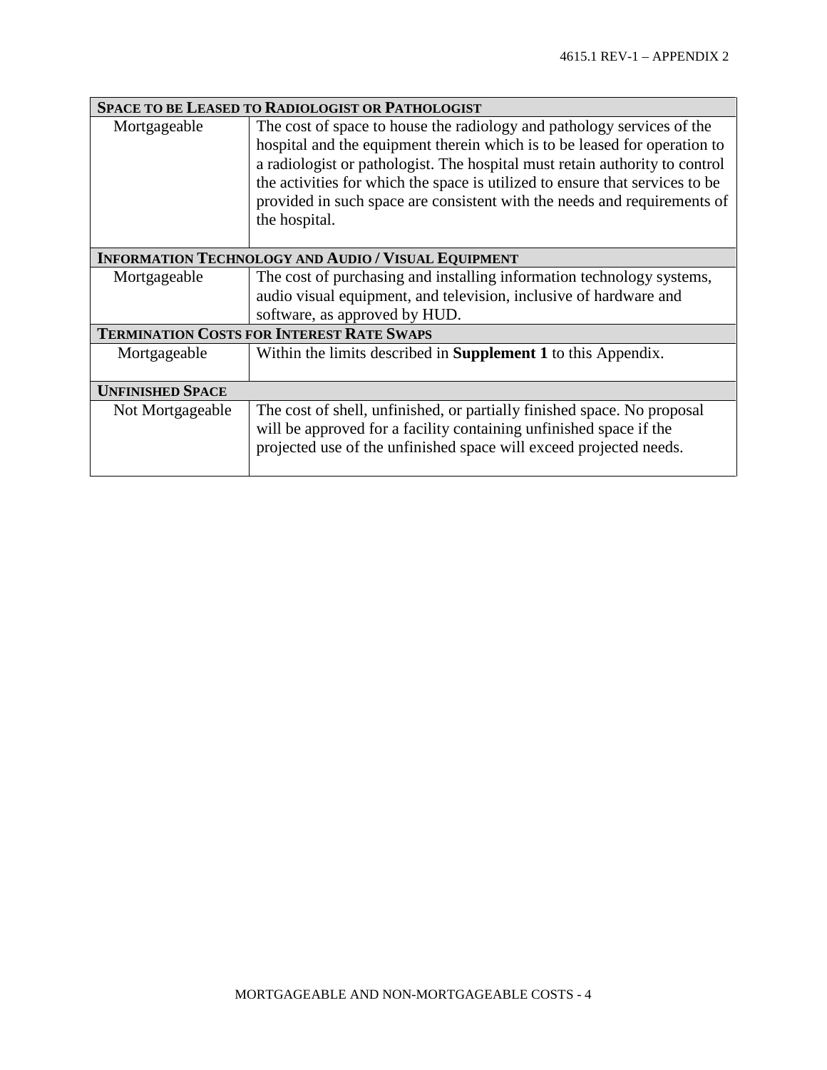| **SPACE TO BE LEASED TO RADIOLOGIST OR PATHOLOGIST** | |
|---|---|
| Mortgageable | The cost of space to house the radiology and pathology services of the hospital and the equipment therein which is to be leased for operation to a radiologist or pathologist. The hospital must retain authority to control the activities for which the space is utilized to ensure that services to be provided in such space are consistent with the needs and requirements of the hospital. |
| **INFORMATION TECHNOLOGY AND AUDIO / VISUAL EQUIPMENT** | |
| Mortgageable | The cost of purchasing and installing information technology systems, audio visual equipment, and television, inclusive of hardware and software, as approved by HUD. |
| **TERMINATION COSTS FOR INTEREST RATE SWAPS** | |
| Mortgageable | Within the limits described in **Supplement 1** to this Appendix. |
| **UNFINISHED SPACE** | |
| Not Mortgageable | The cost of shell, unfinished, or partially finished space. No proposal will be approved for a facility containing unfinished space if the projected use of the unfinished space will exceed projected needs. |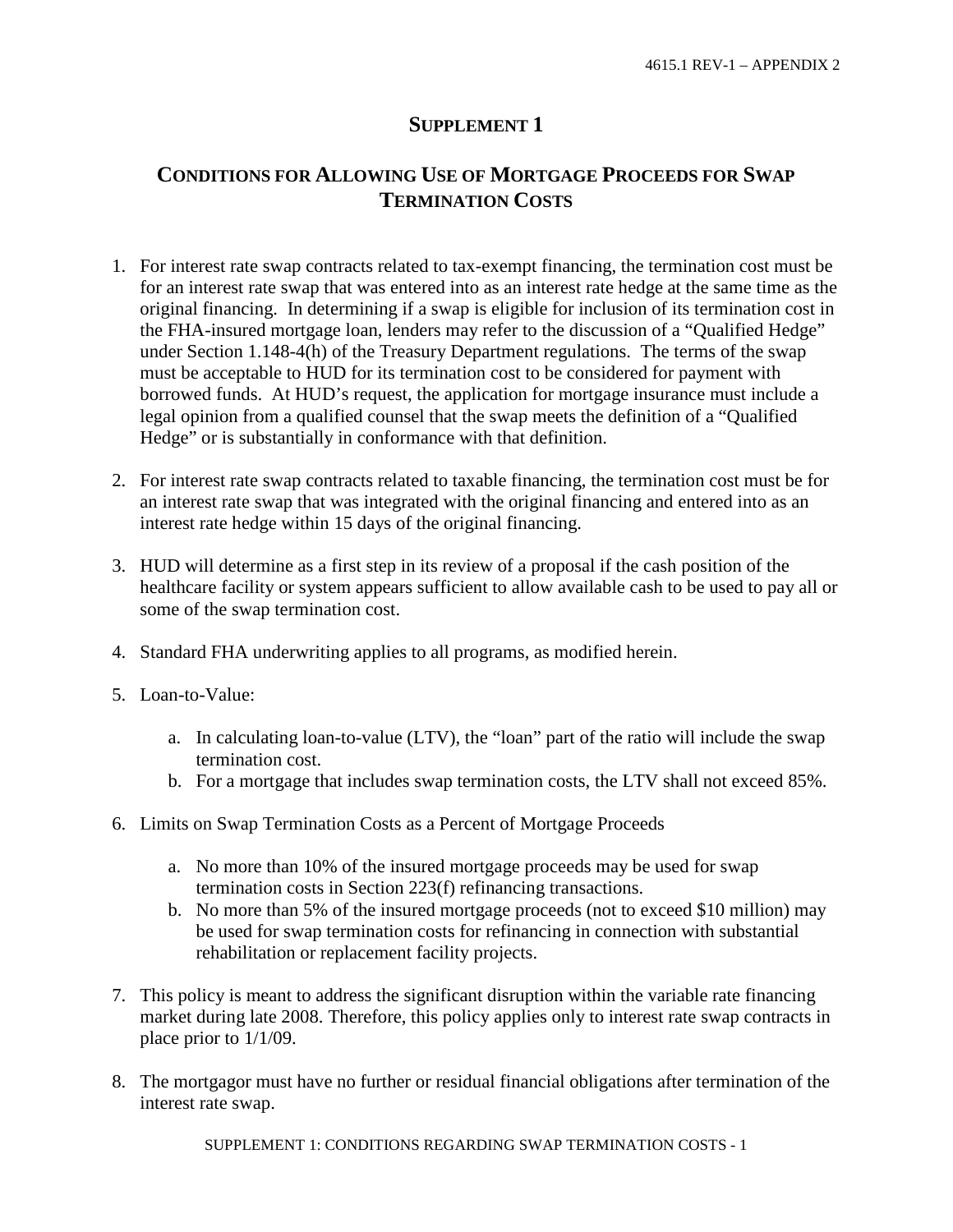# Supplement 1

## Conditions for Allowing Use of Mortgage Proceeds for Swap Termination Costs

1. For interest rate swap contracts related to tax-exempt financing, the termination cost must be for an interest rate swap that was entered into as an interest rate hedge at the same time as the original financing. In determining if a swap is eligible for inclusion of its termination cost in the FHA-insured mortgage loan, lenders may refer to the discussion of a "Qualified Hedge" under Section 1.148-4(h) of the Treasury Department regulations. The terms of the swap must be acceptable to HUD for its termination cost to be considered for payment with borrowed funds. At HUD's request, the application for mortgage insurance must include a legal opinion from a qualified counsel that the swap meets the definition of a "Qualified Hedge" or is substantially in conformance with that definition.

2. For interest rate swap contracts related to taxable financing, the termination cost must be for an interest rate swap that was integrated with the original financing and entered into as an interest rate hedge within 15 days of the original financing.

3. HUD will determine as a first step in its review of a proposal if the cash position of the healthcare facility or system appears sufficient to allow available cash to be used to pay all or some of the swap termination cost.

4. Standard FHA underwriting applies to all programs, as modified herein.

5. Loan-to-Value:

   a. In calculating loan-to-value (LTV), the "loan" part of the ratio will include the swap termination cost.
   b. For a mortgage that includes swap termination costs, the LTV shall not exceed 85%.

6. Limits on Swap Termination Costs as a Percent of Mortgage Proceeds

   a. No more than 10% of the insured mortgage proceeds may be used for swap termination costs in Section 223(f) refinancing transactions.
   b. No more than 5% of the insured mortgage proceeds (not to exceed $10 million) may be used for swap termination costs for refinancing in connection with substantial rehabilitation or replacement facility projects.

7. This policy is meant to address the significant disruption within the variable rate financing market during late 2008. Therefore, this policy applies only to interest rate swap contracts in place prior to 1/1/09.

8. The mortgagor must have no further or residual financial obligations after termination of the interest rate swap.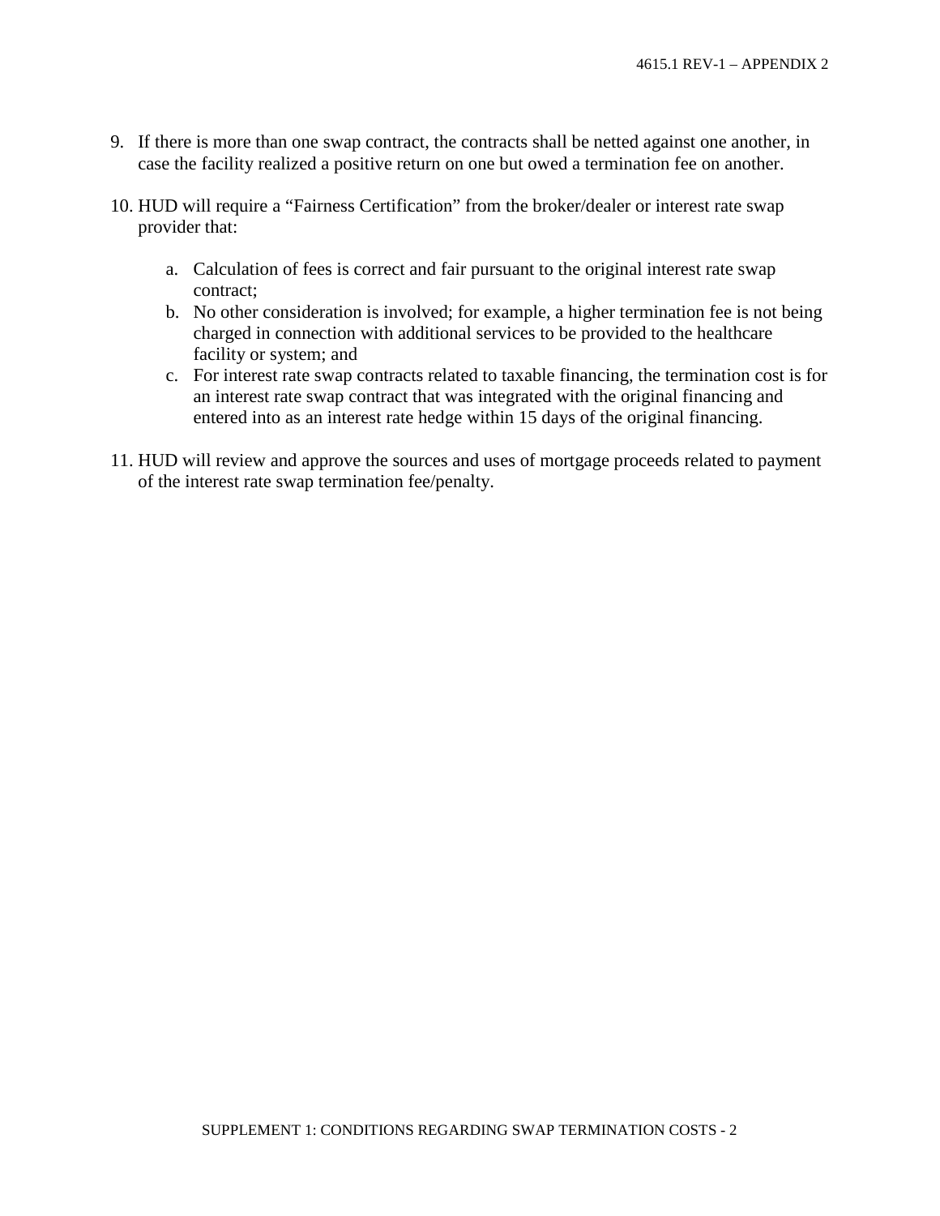9. If there is more than one swap contract, the contracts shall be netted against one another, in case the facility realized a positive return on one but owed a termination fee on another.

10. HUD will require a "Fairness Certification" from the broker/dealer or interest rate swap provider that:

    a. Calculation of fees is correct and fair pursuant to the original interest rate swap contract;
    b. No other consideration is involved; for example, a higher termination fee is not being charged in connection with additional services to be provided to the healthcare facility or system; and
    c. For interest rate swap contracts related to taxable financing, the termination cost is for an interest rate swap contract that was integrated with the original financing and entered into as an interest rate hedge within 15 days of the original financing.

11. HUD will review and approve the sources and uses of mortgage proceeds related to payment of the interest rate swap termination fee/penalty.